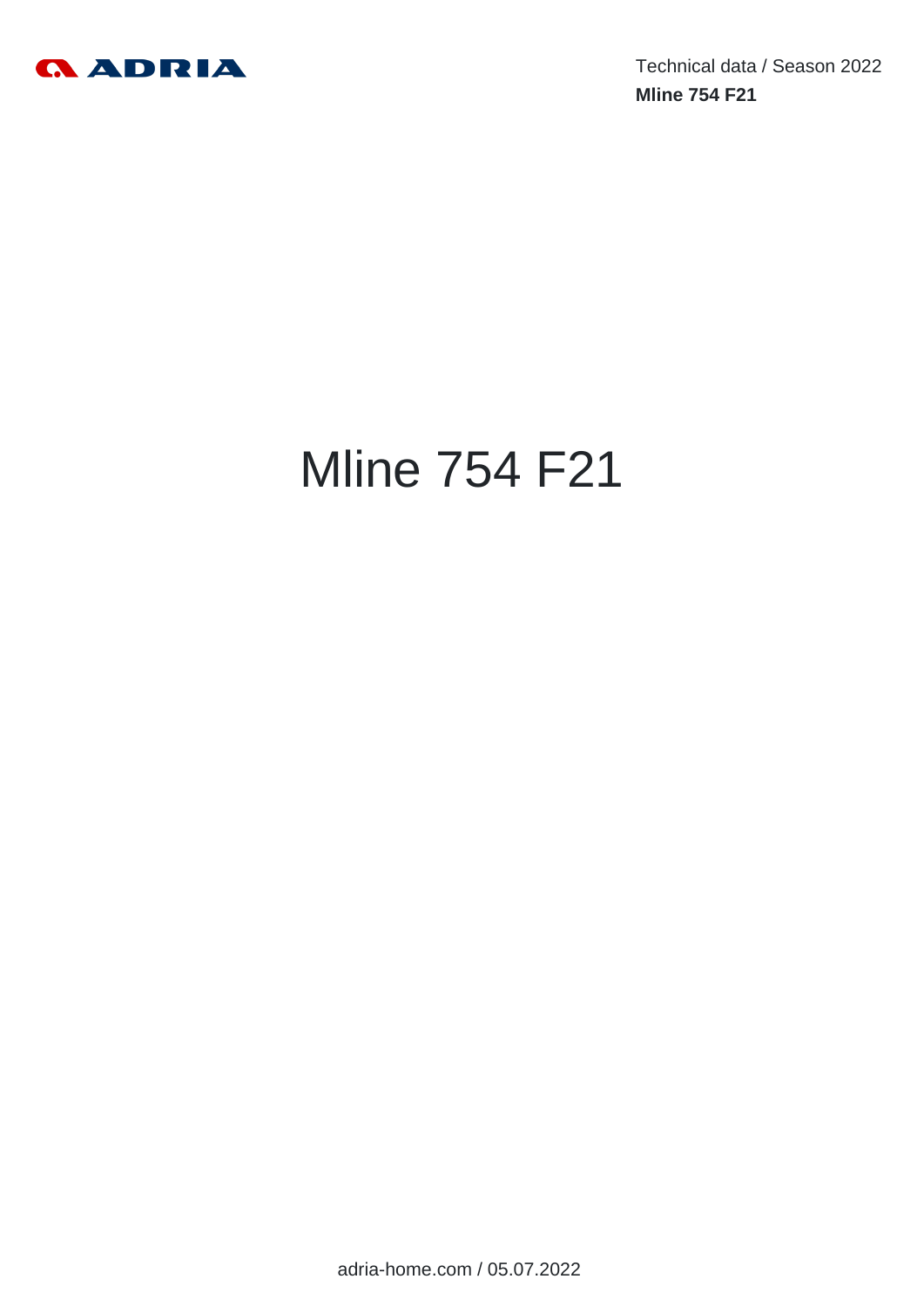# Mline 754 F21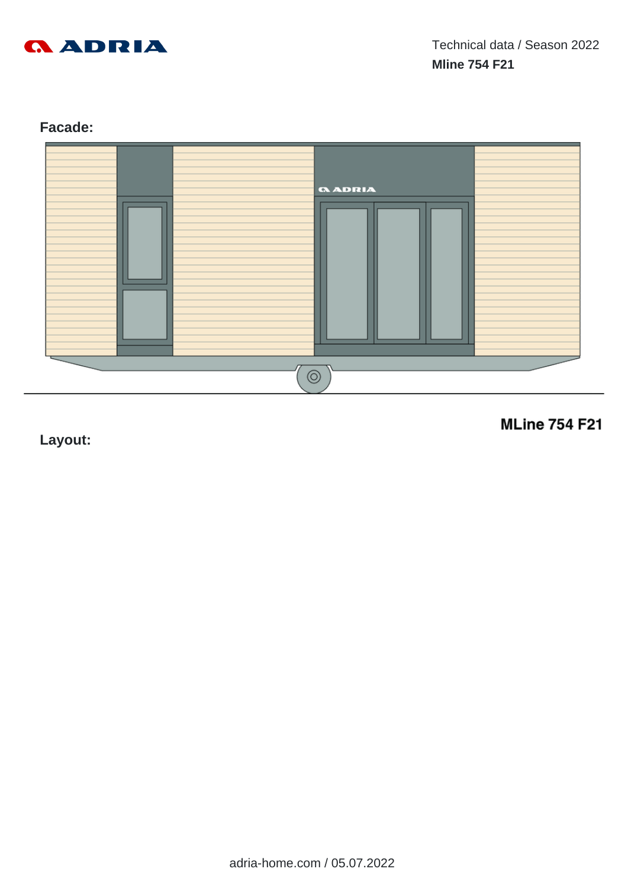Technical data / Season 2022

**Mline 754 F21**

## Facade:

## Layout:

**MLine 754 F21**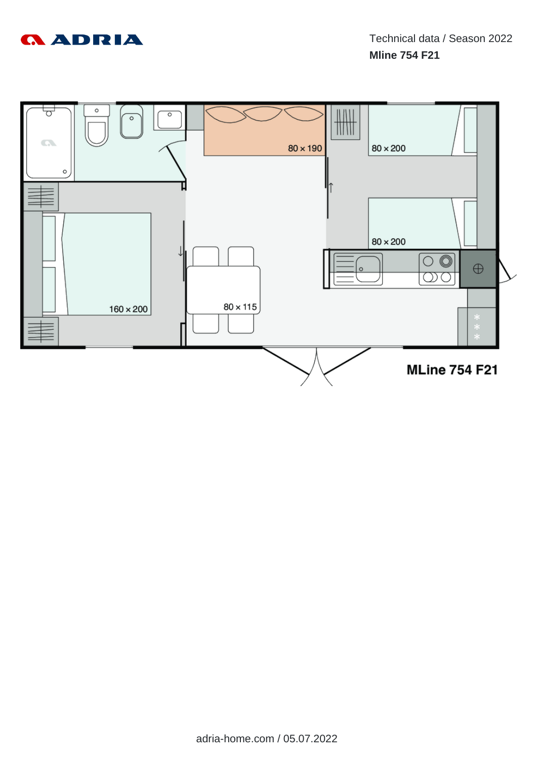Technical data / Season 2022

**Mline 754 F21**

80 × 190

80 × 200

80 × 200

160 × 200

80 × 115

**MLine 754 F21**

adria-home.com / 05.07.2022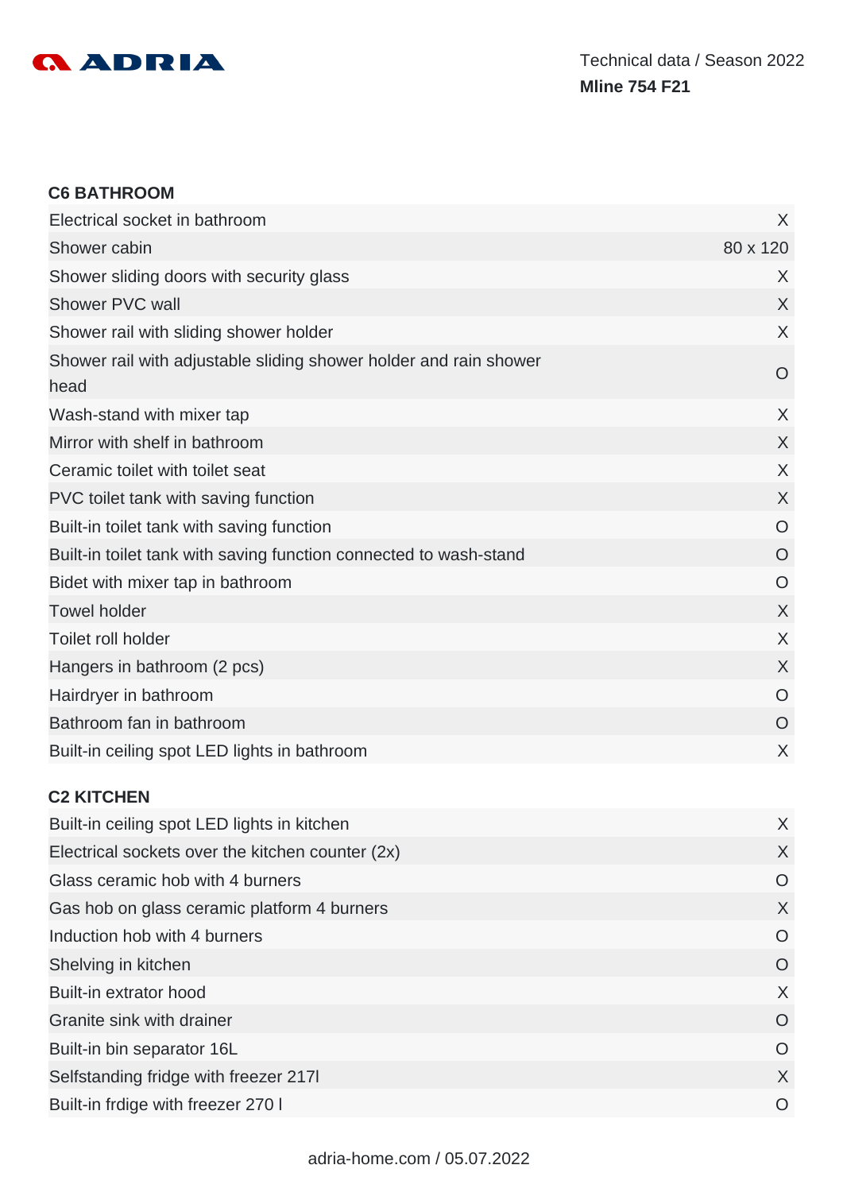Technical data / Season 2022

**Mline 754 F21**

### C6 BATHROOM

| | |
|---|---|
| Electrical socket in bathroom | X |
| Shower cabin | 80 x 120 |
| Shower sliding doors with security glass | X |
| Shower PVC wall | X |
| Shower rail with sliding shower holder | X |
| Shower rail with adjustable sliding shower holder and rain shower head | O |
| Wash-stand with mixer tap | X |
| Mirror with shelf in bathroom | X |
| Ceramic toilet with toilet seat | X |
| PVC toilet tank with saving function | X |
| Built-in toilet tank with saving function | O |
| Built-in toilet tank with saving function connected to wash-stand | O |
| Bidet with mixer tap in bathroom | O |
| Towel holder | X |
| Toilet roll holder | X |
| Hangers in bathroom (2 pcs) | X |
| Hairdryer in bathroom | O |
| Bathroom fan in bathroom | O |
| Built-in ceiling spot LED lights in bathroom | X |

### C2 KITCHEN

| | |
|---|---|
| Built-in ceiling spot LED lights in kitchen | X |
| Electrical sockets over the kitchen counter (2x) | X |
| Glass ceramic hob with 4 burners | O |
| Gas hob on glass ceramic platform 4 burners | X |
| Induction hob with 4 burners | O |
| Shelving in kitchen | O |
| Built-in extrator hood | X |
| Granite sink with drainer | O |
| Built-in bin separator 16L | O |
| Selfstanding fridge with freezer 217l | X |
| Built-in frdige with freezer 270 l | O |

adria-home.com / 05.07.2022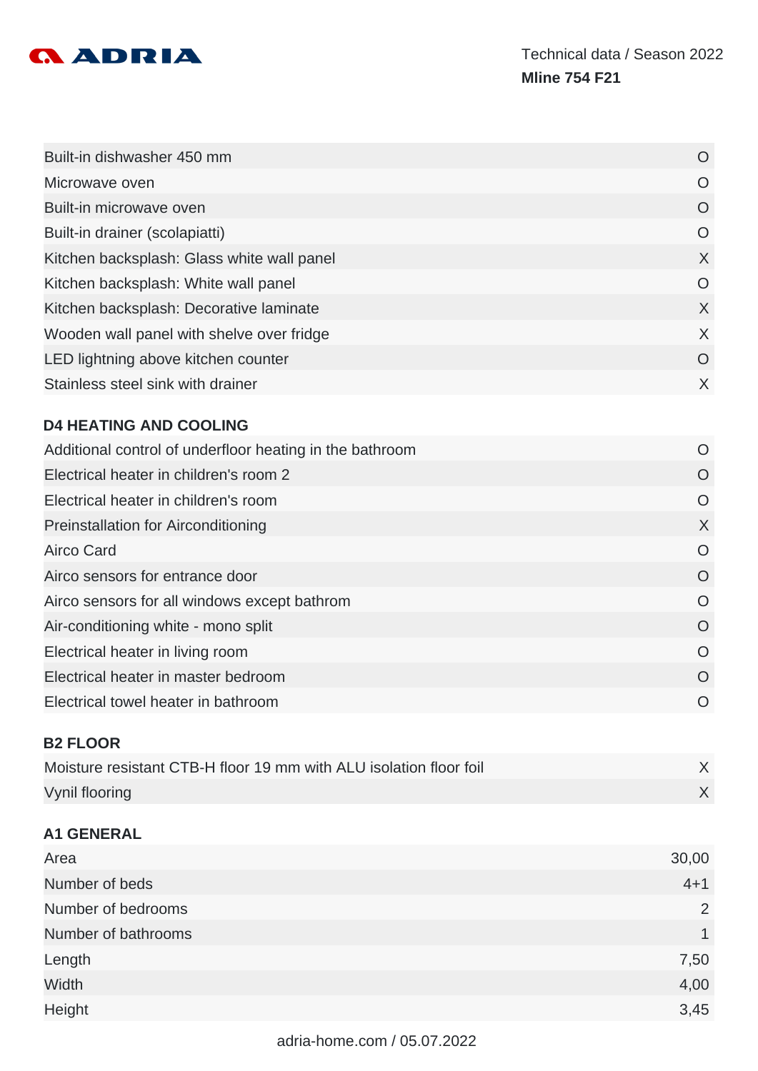| | |
|---|---|
| Built-in dishwasher 450 mm | O |
| Microwave oven | O |
| Built-in microwave oven | O |
| Built-in drainer (scolapiatti) | O |
| Kitchen backsplash: Glass white wall panel | X |
| Kitchen backsplash: White wall panel | O |
| Kitchen backsplash: Decorative laminate | X |
| Wooden wall panel with shelve over fridge | X |
| LED lightning above kitchen counter | O |
| Stainless steel sink with drainer | X |

### D4 HEATING AND COOLING

| | |
|---|---|
| Additional control of underfloor heating in the bathroom | O |
| Electrical heater in children's room 2 | O |
| Electrical heater in children's room | O |
| Preinstallation for Airconditioning | X |
| Airco Card | O |
| Airco sensors for entrance door | O |
| Airco sensors for all windows except bathrom | O |
| Air-conditioning white - mono split | O |
| Electrical heater in living room | O |
| Electrical heater in master bedroom | O |
| Electrical towel heater in bathroom | O |

### B2 FLOOR

| | |
|---|---|
| Moisture resistant CTB-H floor 19 mm with ALU isolation floor foil | X |
| Vynil flooring | X |

### A1 GENERAL

| | |
|---|---|
| Area | 30,00 |
| Number of beds | 4+1 |
| Number of bedrooms | 2 |
| Number of bathrooms | 1 |
| Length | 7,50 |
| Width | 4,00 |
| Height | 3,45 |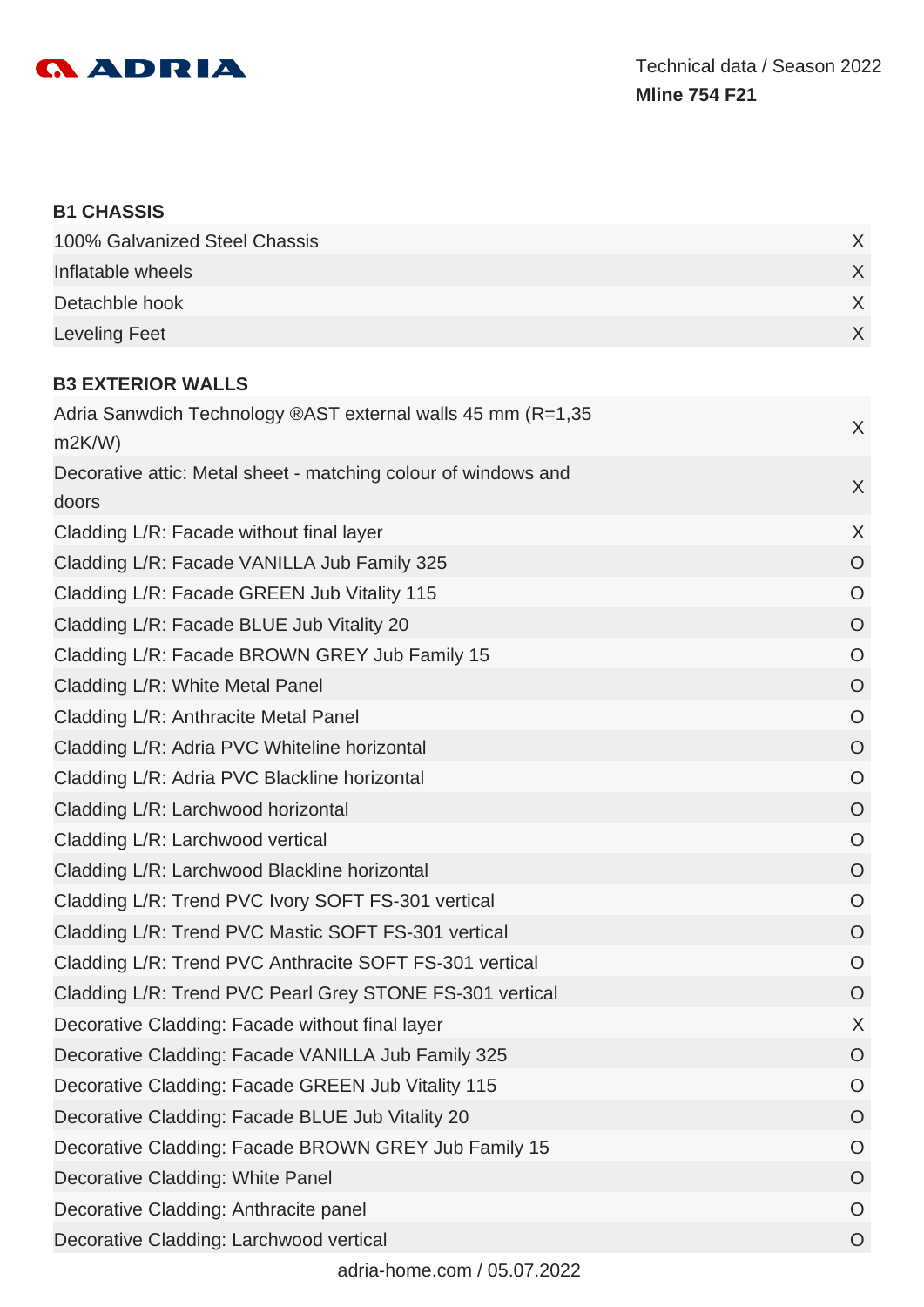## B1 CHASSIS

| | |
|---|---|
| 100% Galvanized Steel Chassis | X |
| Inflatable wheels | X |
| Detachble hook | X |
| Leveling Feet | X |

## B3 EXTERIOR WALLS

| | |
|---|---|
| Adria Sanwdich Technology ®AST external walls 45 mm (R=1,35 m2K/W) | X |
| Decorative attic: Metal sheet - matching colour of windows and doors | X |
| Cladding L/R: Facade without final layer | X |
| Cladding L/R: Facade VANILLA Jub Family 325 | O |
| Cladding L/R: Facade GREEN Jub Vitality 115 | O |
| Cladding L/R: Facade BLUE Jub Vitality 20 | O |
| Cladding L/R: Facade BROWN GREY Jub Family 15 | O |
| Cladding L/R: White Metal Panel | O |
| Cladding L/R: Anthracite Metal Panel | O |
| Cladding L/R: Adria PVC Whiteline horizontal | O |
| Cladding L/R: Adria PVC Blackline horizontal | O |
| Cladding L/R: Larchwood horizontal | O |
| Cladding L/R: Larchwood vertical | O |
| Cladding L/R: Larchwood Blackline horizontal | O |
| Cladding L/R: Trend PVC Ivory SOFT FS-301 vertical | O |
| Cladding L/R: Trend PVC Mastic SOFT FS-301 vertical | O |
| Cladding L/R: Trend PVC Anthracite SOFT FS-301 vertical | O |
| Cladding L/R: Trend PVC Pearl Grey STONE FS-301 vertical | O |
| Decorative Cladding: Facade without final layer | X |
| Decorative Cladding: Facade VANILLA Jub Family 325 | O |
| Decorative Cladding: Facade GREEN Jub Vitality 115 | O |
| Decorative Cladding: Facade BLUE Jub Vitality 20 | O |
| Decorative Cladding: Facade BROWN GREY Jub Family 15 | O |
| Decorative Cladding: White Panel | O |
| Decorative Cladding: Anthracite panel | O |
| Decorative Cladding: Larchwood vertical | O |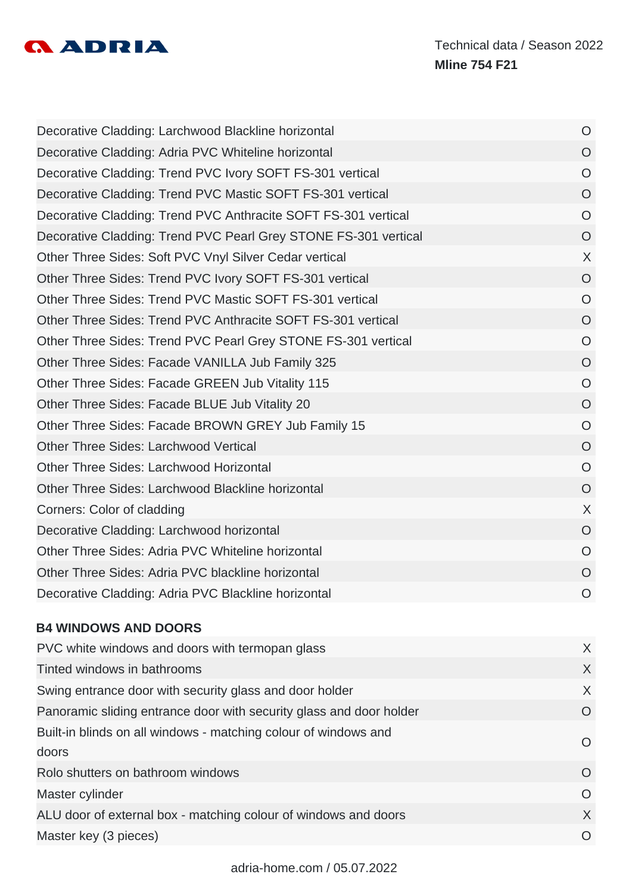| | |
|---|---|
| Decorative Cladding: Larchwood Blackline horizontal | O |
| Decorative Cladding: Adria PVC Whiteline horizontal | O |
| Decorative Cladding: Trend PVC Ivory SOFT FS-301 vertical | O |
| Decorative Cladding: Trend PVC Mastic SOFT FS-301 vertical | O |
| Decorative Cladding: Trend PVC Anthracite SOFT FS-301 vertical | O |
| Decorative Cladding: Trend PVC Pearl Grey STONE FS-301 vertical | O |
| Other Three Sides: Soft PVC Vnyl Silver Cedar vertical | X |
| Other Three Sides: Trend PVC Ivory SOFT FS-301 vertical | O |
| Other Three Sides: Trend PVC Mastic SOFT FS-301 vertical | O |
| Other Three Sides: Trend PVC Anthracite SOFT FS-301 vertical | O |
| Other Three Sides: Trend PVC Pearl Grey STONE FS-301 vertical | O |
| Other Three Sides: Facade VANILLA Jub Family 325 | O |
| Other Three Sides: Facade GREEN Jub Vitality 115 | O |
| Other Three Sides: Facade BLUE Jub Vitality 20 | O |
| Other Three Sides: Facade BROWN GREY Jub Family 15 | O |
| Other Three Sides: Larchwood Vertical | O |
| Other Three Sides: Larchwood Horizontal | O |
| Other Three Sides: Larchwood Blackline horizontal | O |
| Corners: Color of cladding | X |
| Decorative Cladding: Larchwood horizontal | O |
| Other Three Sides: Adria PVC Whiteline horizontal | O |
| Other Three Sides: Adria PVC blackline horizontal | O |
| Decorative Cladding: Adria PVC Blackline horizontal | O |

### B4 WINDOWS AND DOORS

| | |
|---|---|
| PVC white windows and doors with termopan glass | X |
| Tinted windows in bathrooms | X |
| Swing entrance door with security glass and door holder | X |
| Panoramic sliding entrance door with security glass and door holder | O |
| Built-in blinds on all windows - matching colour of windows and doors | O |
| Rolo shutters on bathroom windows | O |
| Master cylinder | O |
| ALU door of external box - matching colour of windows and doors | X |
| Master key (3 pieces) | O |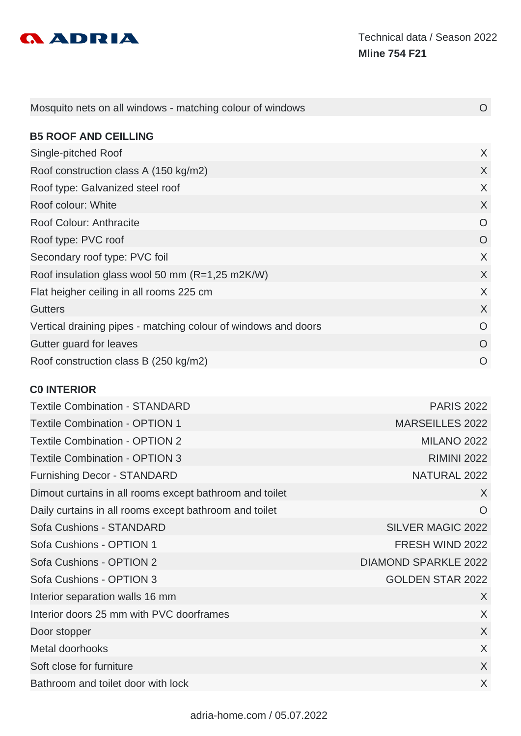| | |
|---|---|
| Mosquito nets on all windows - matching colour of windows | O |

**B5 ROOF AND CEILLING**

| | |
|---|---|
| Single-pitched Roof | X |
| Roof construction class A (150 kg/m2) | X |
| Roof type: Galvanized steel roof | X |
| Roof colour: White | X |
| Roof Colour: Anthracite | O |
| Roof type: PVC roof | O |
| Secondary roof type: PVC foil | X |
| Roof insulation glass wool 50 mm (R=1,25 m2K/W) | X |
| Flat heigher ceiling in all rooms 225 cm | X |
| Gutters | X |
| Vertical draining pipes - matching colour of windows and doors | O |
| Gutter guard for leaves | O |
| Roof construction class B (250 kg/m2) | O |

**C0 INTERIOR**

| | |
|---|---|
| Textile Combination - STANDARD | PARIS 2022 |
| Textile Combination - OPTION 1 | MARSEILLES 2022 |
| Textile Combination - OPTION 2 | MILANO 2022 |
| Textile Combination - OPTION 3 | RIMINI 2022 |
| Furnishing Decor - STANDARD | NATURAL 2022 |
| Dimout curtains in all rooms except bathroom and toilet | X |
| Daily curtains in all rooms except bathroom and toilet | O |
| Sofa Cushions - STANDARD | SILVER MAGIC 2022 |
| Sofa Cushions - OPTION 1 | FRESH WIND 2022 |
| Sofa Cushions - OPTION 2 | DIAMOND SPARKLE 2022 |
| Sofa Cushions - OPTION 3 | GOLDEN STAR 2022 |
| Interior separation walls 16 mm | X |
| Interior doors 25 mm with PVC doorframes | X |
| Door stopper | X |
| Metal doorhooks | X |
| Soft close for furniture | X |
| Bathroom and toilet door with lock | X |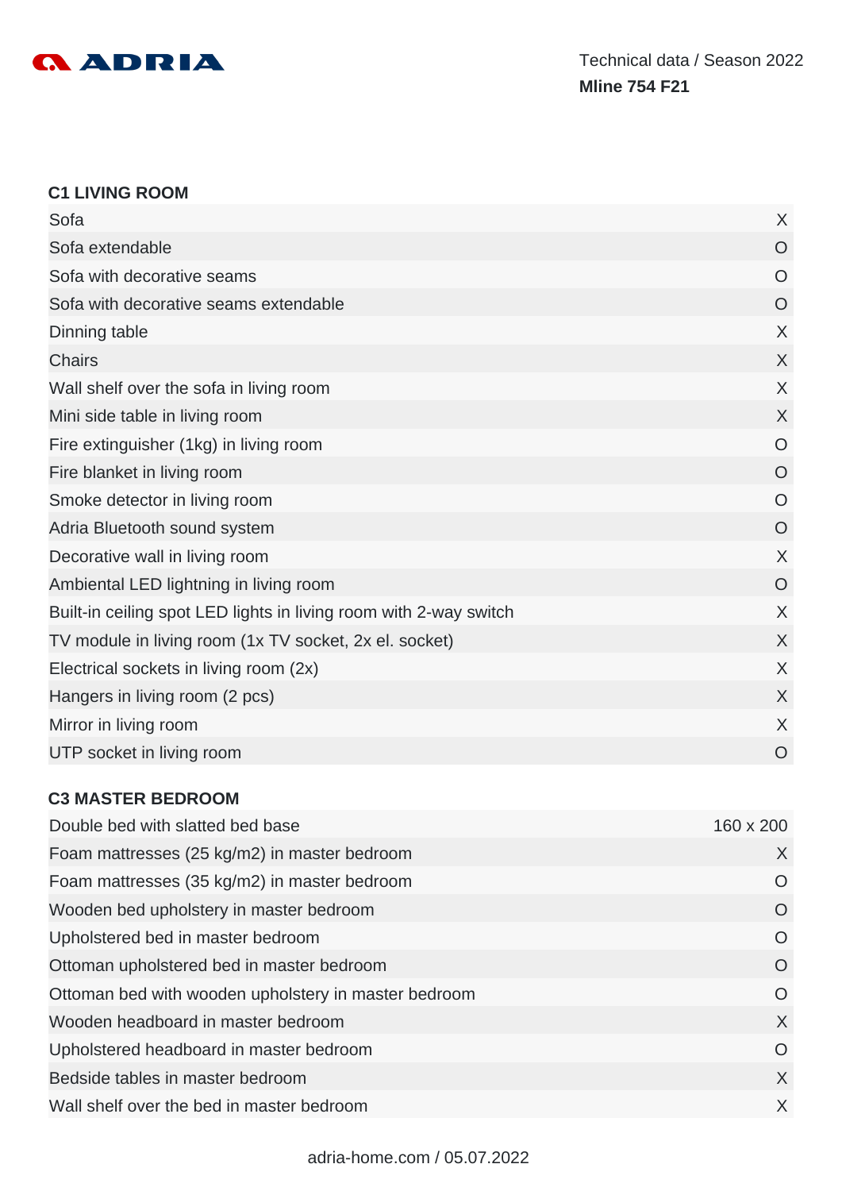## C1 LIVING ROOM

| | |
|---|---|
| Sofa | X |
| Sofa extendable | O |
| Sofa with decorative seams | O |
| Sofa with decorative seams extendable | O |
| Dinning table | X |
| Chairs | X |
| Wall shelf over the sofa in living room | X |
| Mini side table in living room | X |
| Fire extinguisher (1kg) in living room | O |
| Fire blanket in living room | O |
| Smoke detector in living room | O |
| Adria Bluetooth sound system | O |
| Decorative wall in living room | X |
| Ambiental LED lightning in living room | O |
| Built-in ceiling spot LED lights in living room with 2-way switch | X |
| TV module in living room (1x TV socket, 2x el. socket) | X |
| Electrical sockets in living room (2x) | X |
| Hangers in living room (2 pcs) | X |
| Mirror in living room | X |
| UTP socket in living room | O |

## C3 MASTER BEDROOM

| | |
|---|---|
| Double bed with slatted bed base | 160 x 200 |
| Foam mattresses (25 kg/m2) in master bedroom | X |
| Foam mattresses (35 kg/m2) in master bedroom | O |
| Wooden bed upholstery in master bedroom | O |
| Upholstered bed in master bedroom | O |
| Ottoman upholstered bed in master bedroom | O |
| Ottoman bed with wooden upholstery in master bedroom | O |
| Wooden headboard in master bedroom | X |
| Upholstered headboard in master bedroom | O |
| Bedside tables in master bedroom | X |
| Wall shelf over the bed in master bedroom | X |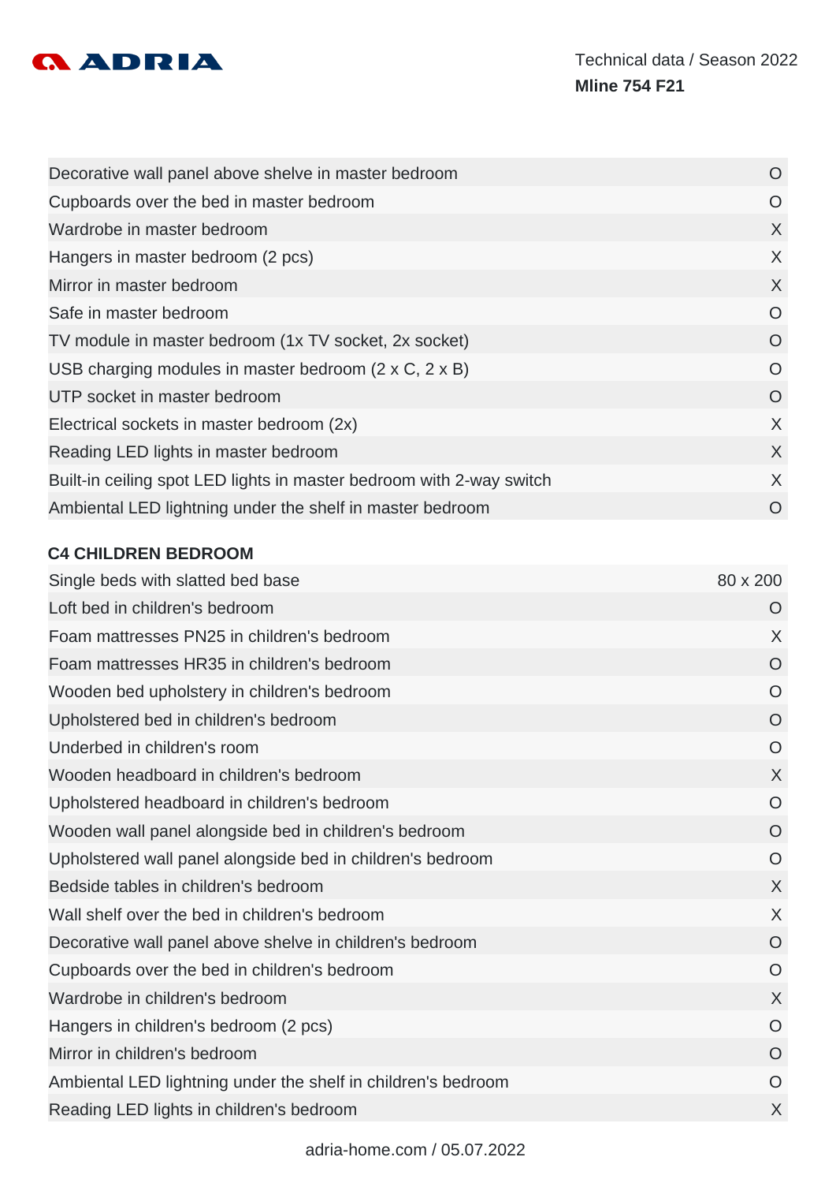| | |
|---|---|
| Decorative wall panel above shelve in master bedroom | O |
| Cupboards over the bed in master bedroom | O |
| Wardrobe in master bedroom | X |
| Hangers in master bedroom (2 pcs) | X |
| Mirror in master bedroom | X |
| Safe in master bedroom | O |
| TV module in master bedroom (1x TV socket, 2x socket) | O |
| USB charging modules in master bedroom (2 x C, 2 x B) | O |
| UTP socket in master bedroom | O |
| Electrical sockets in master bedroom (2x) | X |
| Reading LED lights in master bedroom | X |
| Built-in ceiling spot LED lights in master bedroom with 2-way switch | X |
| Ambiental LED lightning under the shelf in master bedroom | O |

### C4 CHILDREN BEDROOM

| | |
|---|---|
| Single beds with slatted bed base | 80 x 200 |
| Loft bed in children's bedroom | O |
| Foam mattresses PN25 in children's bedroom | X |
| Foam mattresses HR35 in children's bedroom | O |
| Wooden bed upholstery in children's bedroom | O |
| Upholstered bed in children's bedroom | O |
| Underbed in children's room | O |
| Wooden headboard in children's bedroom | X |
| Upholstered headboard in children's bedroom | O |
| Wooden wall panel alongside bed in children's bedroom | O |
| Upholstered wall panel alongside bed in children's bedroom | O |
| Bedside tables in children's bedroom | X |
| Wall shelf over the bed in children's bedroom | X |
| Decorative wall panel above shelve in children's bedroom | O |
| Cupboards over the bed in children's bedroom | O |
| Wardrobe in children's bedroom | X |
| Hangers in children's bedroom (2 pcs) | O |
| Mirror in children's bedroom | O |
| Ambiental LED lightning under the shelf in children's bedroom | O |
| Reading LED lights in children's bedroom | X |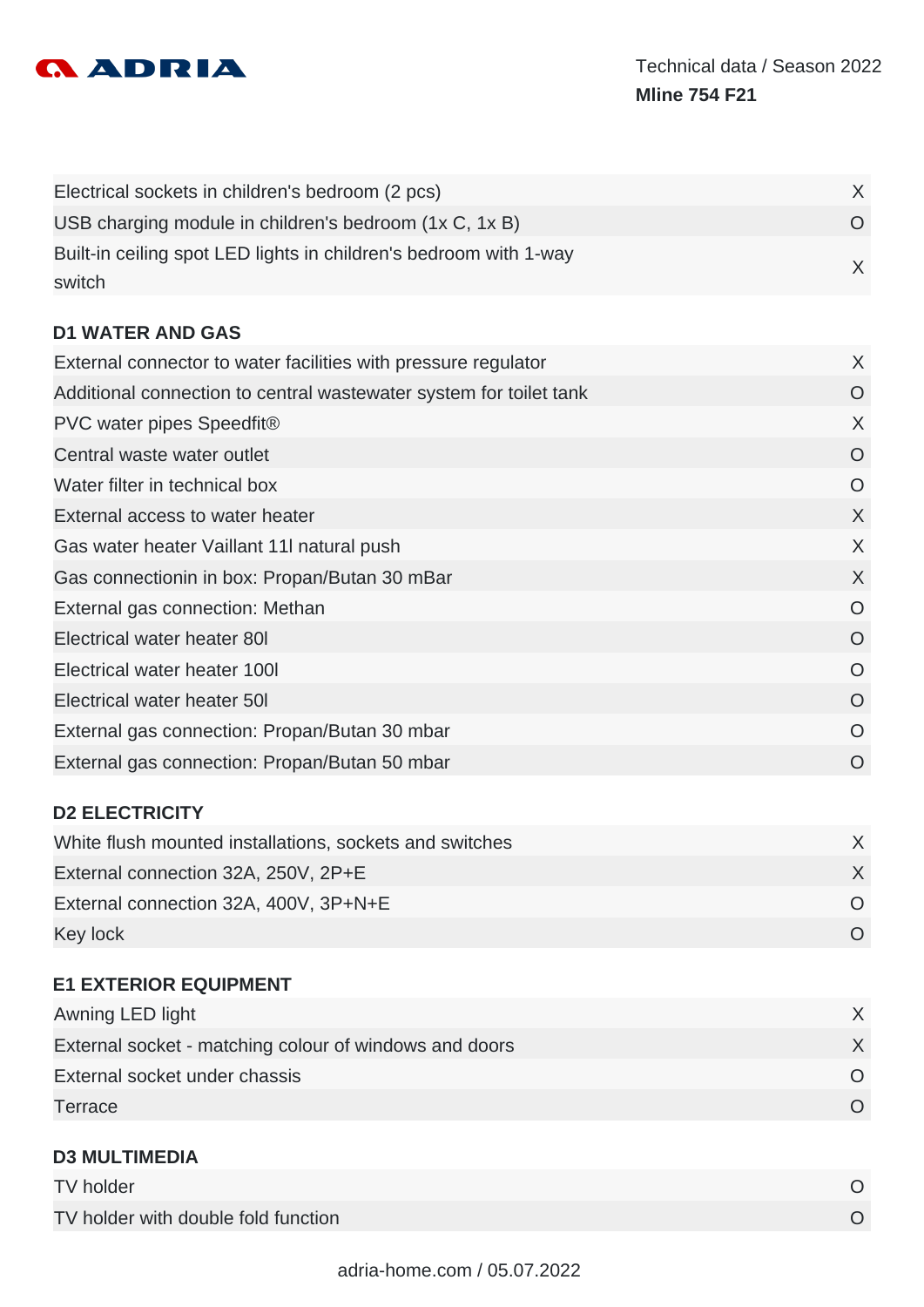| | |
|---|---|
| Electrical sockets in children's bedroom (2 pcs) | X |
| USB charging module in children's bedroom (1x C, 1x B) | O |
| Built-in ceiling spot LED lights in children's bedroom with 1-way switch | X |

### D1 WATER AND GAS

| | |
|---|---|
| External connector to water facilities with pressure regulator | X |
| Additional connection to central wastewater system for toilet tank | O |
| PVC water pipes Speedfit® | X |
| Central waste water outlet | O |
| Water filter in technical box | O |
| External access to water heater | X |
| Gas water heater Vaillant 11l natural push | X |
| Gas connectionin in box: Propan/Butan 30 mBar | X |
| External gas connection: Methan | O |
| Electrical water heater 80l | O |
| Electrical water heater 100l | O |
| Electrical water heater 50l | O |
| External gas connection: Propan/Butan 30 mbar | O |
| External gas connection: Propan/Butan 50 mbar | O |

### D2 ELECTRICITY

| | |
|---|---|
| White flush mounted installations, sockets and switches | X |
| External connection 32A, 250V, 2P+E | X |
| External connection 32A, 400V, 3P+N+E | O |
| Key lock | O |

### E1 EXTERIOR EQUIPMENT

| | |
|---|---|
| Awning LED light | X |
| External socket - matching colour of windows and doors | X |
| External socket under chassis | O |
| Terrace | O |

### D3 MULTIMEDIA

| | |
|---|---|
| TV holder | O |
| TV holder with double fold function | O |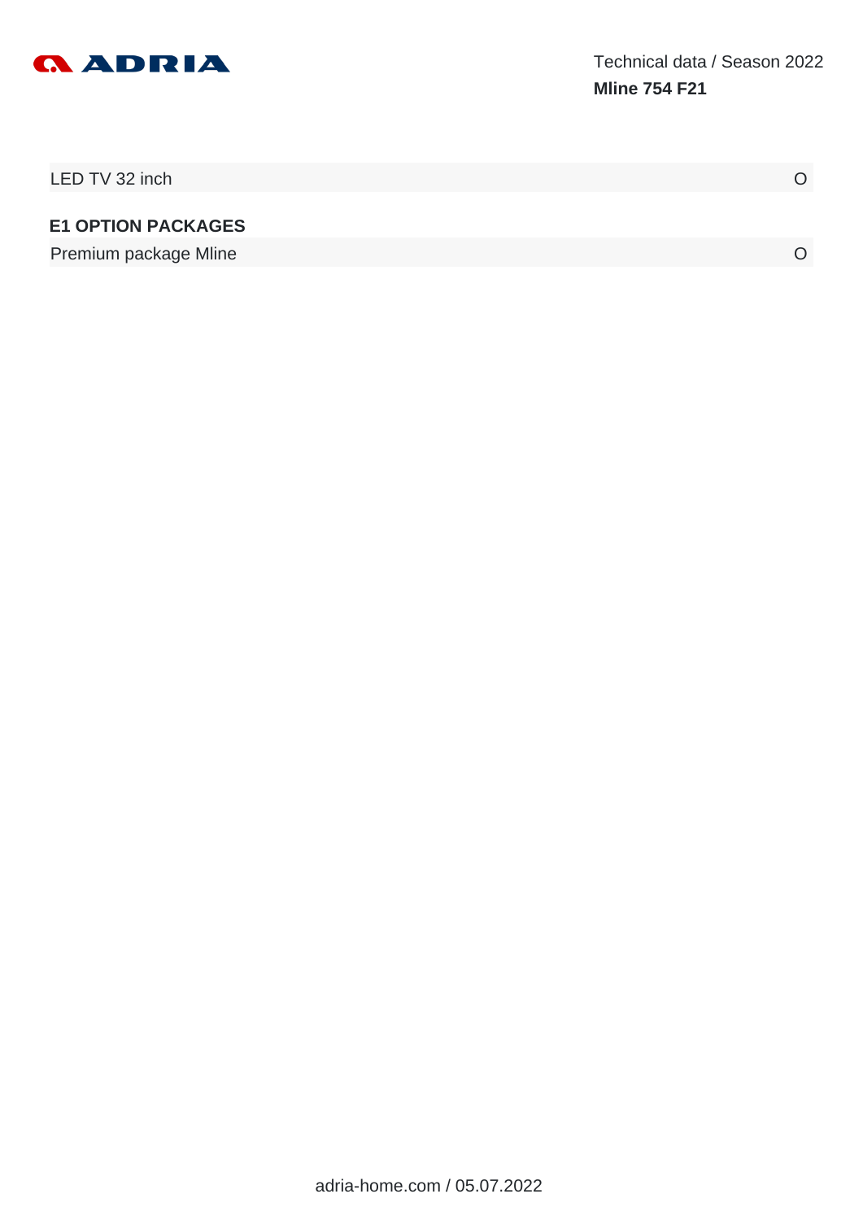| | |
|---|---|
| LED TV 32 inch | O |

**E1 OPTION PACKAGES**

| | |
|---|---|
| Premium package Mline | O |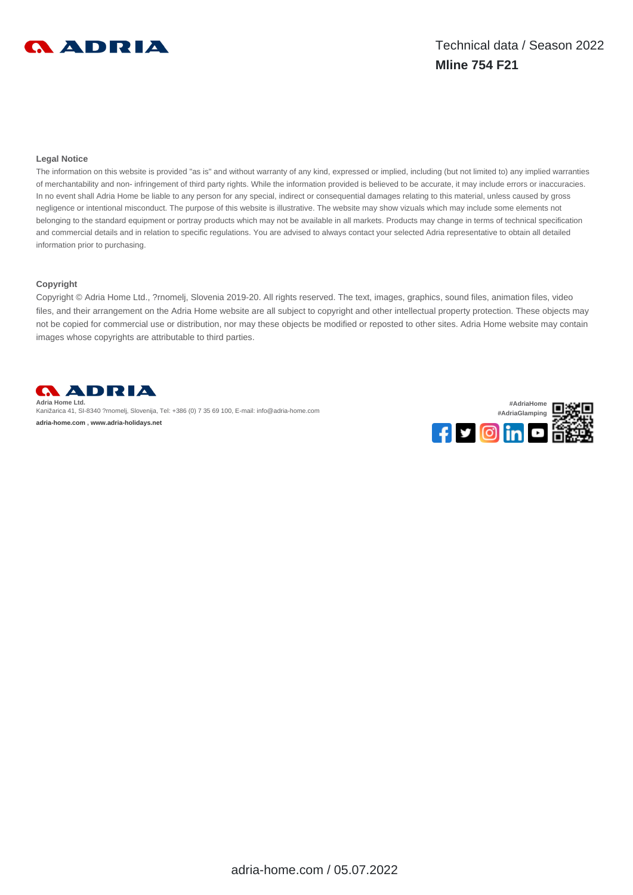## Legal Notice

The information on this website is provided "as is" and without warranty of any kind, expressed or implied, including (but not limited to) any implied warranties of merchantability and non- infringement of third party rights. While the information provided is believed to be accurate, it may include errors or inaccuracies. In no event shall Adria Home be liable to any person for any special, indirect or consequential damages relating to this material, unless caused by gross negligence or intentional misconduct. The purpose of this website is illustrative. The website may show vizuals which may include some elements not belonging to the standard equipment or portray products which may not be available in all markets. Products may change in terms of technical specification and commercial details and in relation to specific regulations. You are advised to always contact your selected Adria representative to obtain all detailed information prior to purchasing.

## Copyright

Copyright © Adria Home Ltd., ?rnomelj, Slovenia 2019-20. All rights reserved. The text, images, graphics, sound files, animation files, video files, and their arrangement on the Adria Home website are all subject to copyright and other intellectual property protection. These objects may not be copied for commercial use or distribution, nor may these objects be modified or reposted to other sites. Adria Home website may contain images whose copyrights are attributable to third parties.

**Adria Home Ltd.**
Kanižarica 41, SI-8340 ?rnomelj, Slovenija, Tel: +386 (0) 7 35 69 100, E-mail: info@adria-home.com
**adria-home.com , www.adria-holidays.net**

**#AdriaHome**
**#AdriaGlamping**